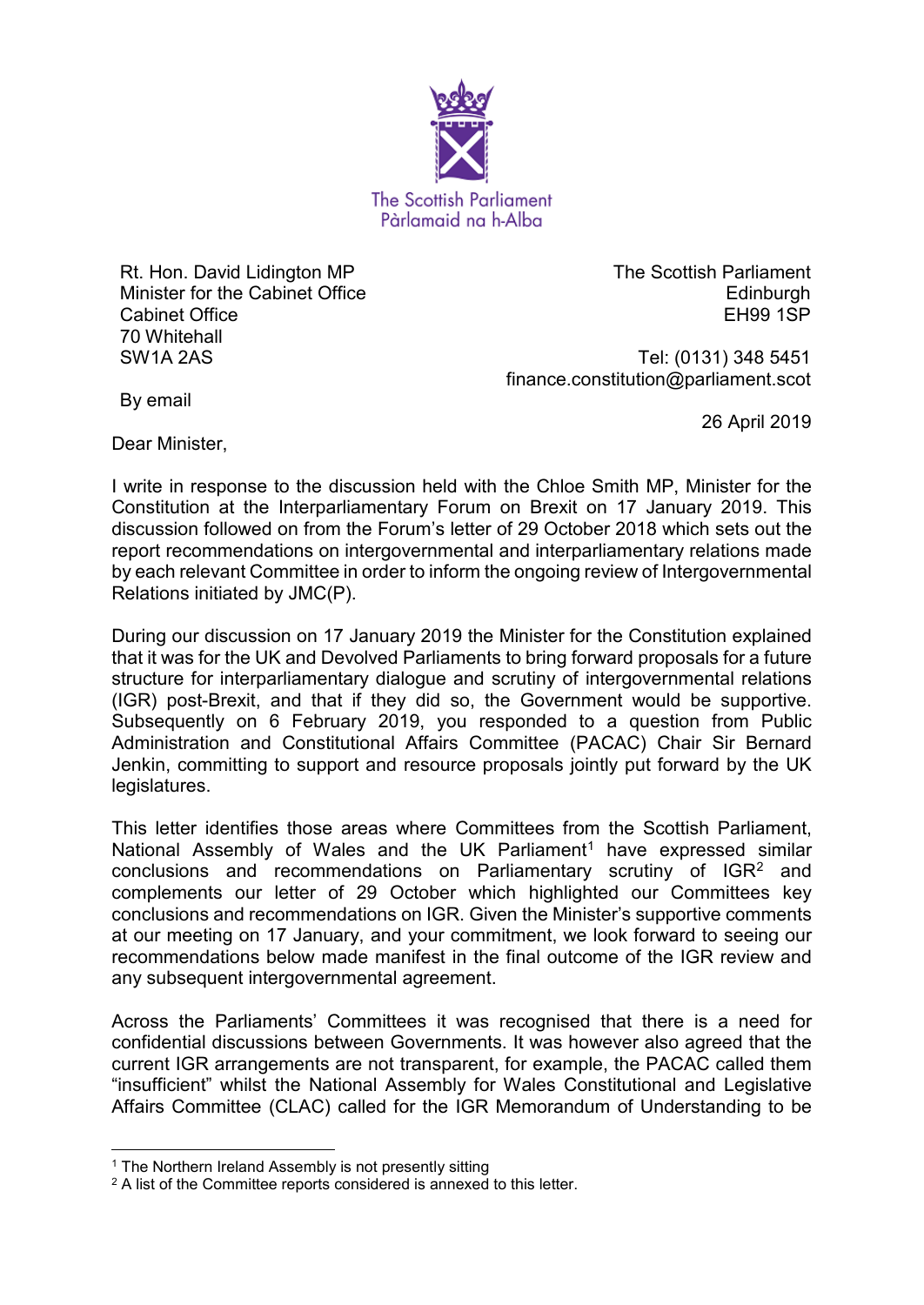The Scottish Parliament
Pàrlamaid na h-Alba

Rt. Hon. David Lidington MP
Minister for the Cabinet Office
Cabinet Office
70 Whitehall
SW1A 2AS

By email

The Scottish Parliament
Edinburgh
EH99 1SP

Tel: (0131) 348 5451
finance.constitution@parliament.scot

26 April 2019

Dear Minister,

I write in response to the discussion held with the Chloe Smith MP, Minister for the Constitution at the Interparliamentary Forum on Brexit on 17 January 2019. This discussion followed on from the Forum's letter of 29 October 2018 which sets out the report recommendations on intergovernmental and interparliamentary relations made by each relevant Committee in order to inform the ongoing review of Intergovernmental Relations initiated by JMC(P).

During our discussion on 17 January 2019 the Minister for the Constitution explained that it was for the UK and Devolved Parliaments to bring forward proposals for a future structure for interparliamentary dialogue and scrutiny of intergovernmental relations (IGR) post-Brexit, and that if they did so, the Government would be supportive. Subsequently on 6 February 2019, you responded to a question from Public Administration and Constitutional Affairs Committee (PACAC) Chair Sir Bernard Jenkin, committing to support and resource proposals jointly put forward by the UK legislatures.

This letter identifies those areas where Committees from the Scottish Parliament, National Assembly of Wales and the UK Parliament[1] have expressed similar conclusions and recommendations on Parliamentary scrutiny of IGR[2] and complements our letter of 29 October which highlighted our Committees key conclusions and recommendations on IGR. Given the Minister's supportive comments at our meeting on 17 January, and your commitment, we look forward to seeing our recommendations below made manifest in the final outcome of the IGR review and any subsequent intergovernmental agreement.

Across the Parliaments' Committees it was recognised that there is a need for confidential discussions between Governments. It was however also agreed that the current IGR arrangements are not transparent, for example, the PACAC called them "insufficient" whilst the National Assembly for Wales Constitutional and Legislative Affairs Committee (CLAC) called for the IGR Memorandum of Understanding to be

[1] The Northern Ireland Assembly is not presently sitting

[2] A list of the Committee reports considered is annexed to this letter.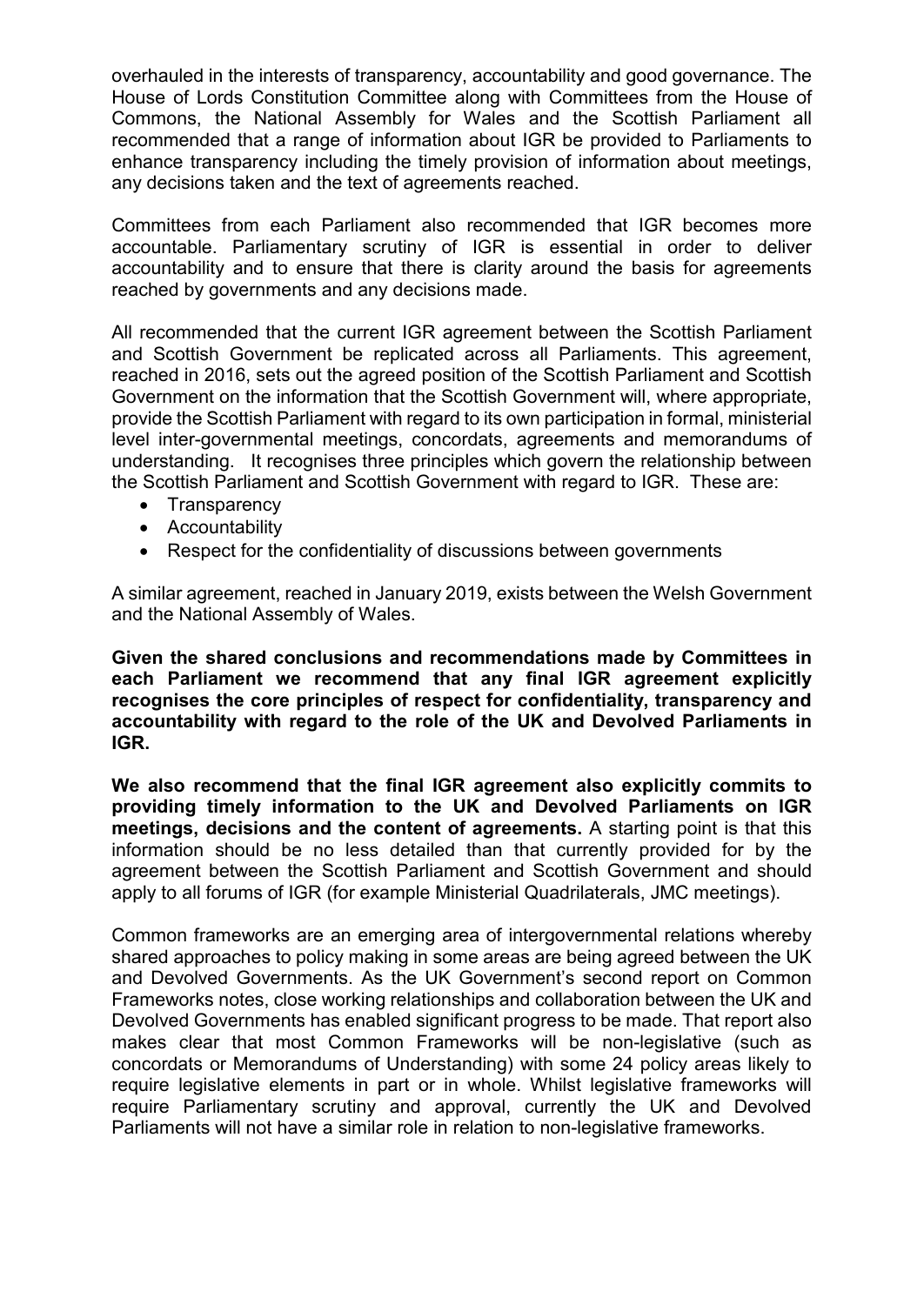overhauled in the interests of transparency, accountability and good governance. The House of Lords Constitution Committee along with Committees from the House of Commons, the National Assembly for Wales and the Scottish Parliament all recommended that a range of information about IGR be provided to Parliaments to enhance transparency including the timely provision of information about meetings, any decisions taken and the text of agreements reached.

Committees from each Parliament also recommended that IGR becomes more accountable. Parliamentary scrutiny of IGR is essential in order to deliver accountability and to ensure that there is clarity around the basis for agreements reached by governments and any decisions made.

All recommended that the current IGR agreement between the Scottish Parliament and Scottish Government be replicated across all Parliaments. This agreement, reached in 2016, sets out the agreed position of the Scottish Parliament and Scottish Government on the information that the Scottish Government will, where appropriate, provide the Scottish Parliament with regard to its own participation in formal, ministerial level inter-governmental meetings, concordats, agreements and memorandums of understanding. It recognises three principles which govern the relationship between the Scottish Parliament and Scottish Government with regard to IGR. These are:

- Transparency
- Accountability
- Respect for the confidentiality of discussions between governments

A similar agreement, reached in January 2019, exists between the Welsh Government and the National Assembly of Wales.

**Given the shared conclusions and recommendations made by Committees in each Parliament we recommend that any final IGR agreement explicitly recognises the core principles of respect for confidentiality, transparency and accountability with regard to the role of the UK and Devolved Parliaments in IGR.**

**We also recommend that the final IGR agreement also explicitly commits to providing timely information to the UK and Devolved Parliaments on IGR meetings, decisions and the content of agreements.** A starting point is that this information should be no less detailed than that currently provided for by the agreement between the Scottish Parliament and Scottish Government and should apply to all forums of IGR (for example Ministerial Quadrilaterals, JMC meetings).

Common frameworks are an emerging area of intergovernmental relations whereby shared approaches to policy making in some areas are being agreed between the UK and Devolved Governments. As the UK Government's second report on Common Frameworks notes, close working relationships and collaboration between the UK and Devolved Governments has enabled significant progress to be made. That report also makes clear that most Common Frameworks will be non-legislative (such as concordats or Memorandums of Understanding) with some 24 policy areas likely to require legislative elements in part or in whole. Whilst legislative frameworks will require Parliamentary scrutiny and approval, currently the UK and Devolved Parliaments will not have a similar role in relation to non-legislative frameworks.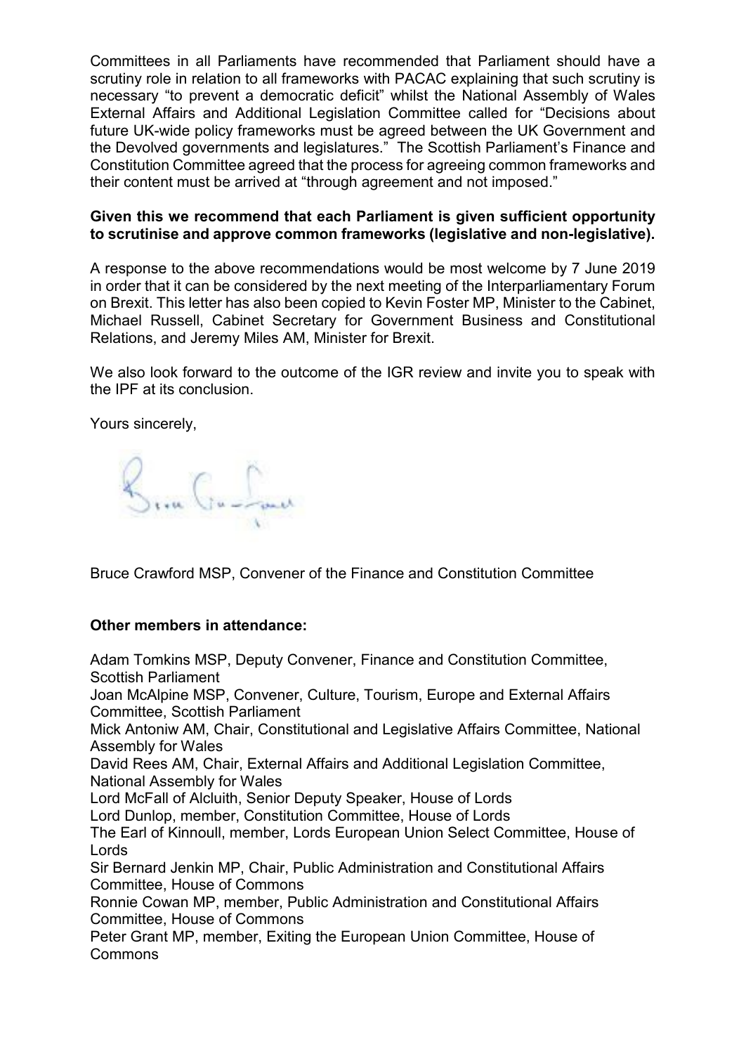Committees in all Parliaments have recommended that Parliament should have a scrutiny role in relation to all frameworks with PACAC explaining that such scrutiny is necessary "to prevent a democratic deficit" whilst the National Assembly of Wales External Affairs and Additional Legislation Committee called for "Decisions about future UK-wide policy frameworks must be agreed between the UK Government and the Devolved governments and legislatures." The Scottish Parliament's Finance and Constitution Committee agreed that the process for agreeing common frameworks and their content must be arrived at "through agreement and not imposed."

**Given this we recommend that each Parliament is given sufficient opportunity to scrutinise and approve common frameworks (legislative and non-legislative).**

A response to the above recommendations would be most welcome by 7 June 2019 in order that it can be considered by the next meeting of the Interparliamentary Forum on Brexit. This letter has also been copied to Kevin Foster MP, Minister to the Cabinet, Michael Russell, Cabinet Secretary for Government Business and Constitutional Relations, and Jeremy Miles AM, Minister for Brexit.

We also look forward to the outcome of the IGR review and invite you to speak with the IPF at its conclusion.

Yours sincerely,

Bruce Crawford MSP, Convener of the Finance and Constitution Committee

**Other members in attendance:**

Adam Tomkins MSP, Deputy Convener, Finance and Constitution Committee, Scottish Parliament
Joan McAlpine MSP, Convener, Culture, Tourism, Europe and External Affairs Committee, Scottish Parliament
Mick Antoniw AM, Chair, Constitutional and Legislative Affairs Committee, National Assembly for Wales
David Rees AM, Chair, External Affairs and Additional Legislation Committee, National Assembly for Wales
Lord McFall of Alcluith, Senior Deputy Speaker, House of Lords
Lord Dunlop, member, Constitution Committee, House of Lords
The Earl of Kinnoull, member, Lords European Union Select Committee, House of Lords
Sir Bernard Jenkin MP, Chair, Public Administration and Constitutional Affairs Committee, House of Commons
Ronnie Cowan MP, member, Public Administration and Constitutional Affairs Committee, House of Commons
Peter Grant MP, member, Exiting the European Union Committee, House of Commons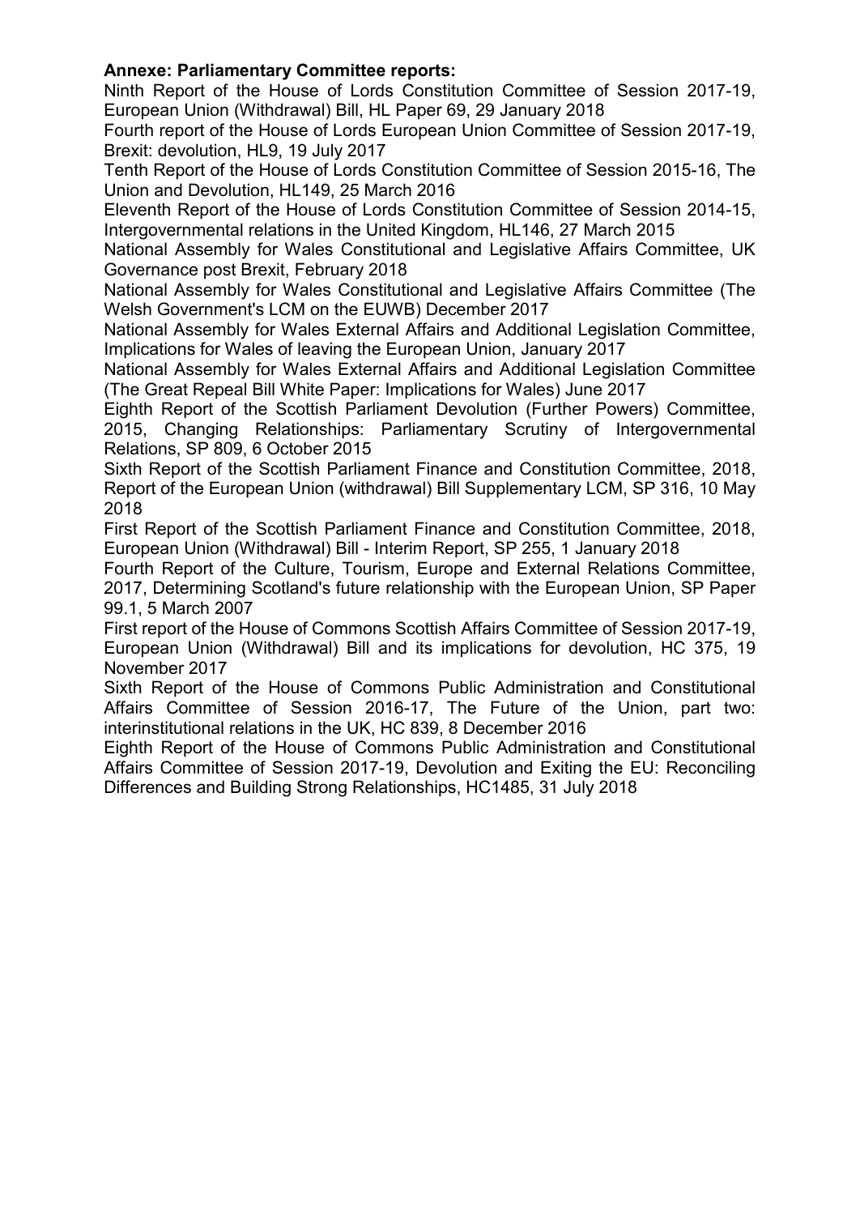**Annexe: Parliamentary Committee reports:**

Ninth Report of the House of Lords Constitution Committee of Session 2017-19, European Union (Withdrawal) Bill, HL Paper 69, 29 January 2018

Fourth report of the House of Lords European Union Committee of Session 2017-19, Brexit: devolution, HL9, 19 July 2017

Tenth Report of the House of Lords Constitution Committee of Session 2015-16, The Union and Devolution, HL149, 25 March 2016

Eleventh Report of the House of Lords Constitution Committee of Session 2014-15, Intergovernmental relations in the United Kingdom, HL146, 27 March 2015

National Assembly for Wales Constitutional and Legislative Affairs Committee, UK Governance post Brexit, February 2018

National Assembly for Wales Constitutional and Legislative Affairs Committee (The Welsh Government's LCM on the EUWB) December 2017

National Assembly for Wales External Affairs and Additional Legislation Committee, Implications for Wales of leaving the European Union, January 2017

National Assembly for Wales External Affairs and Additional Legislation Committee (The Great Repeal Bill White Paper: Implications for Wales) June 2017

Eighth Report of the Scottish Parliament Devolution (Further Powers) Committee, 2015, Changing Relationships: Parliamentary Scrutiny of Intergovernmental Relations, SP 809, 6 October 2015

Sixth Report of the Scottish Parliament Finance and Constitution Committee, 2018, Report of the European Union (withdrawal) Bill Supplementary LCM, SP 316, 10 May 2018

First Report of the Scottish Parliament Finance and Constitution Committee, 2018, European Union (Withdrawal) Bill - Interim Report, SP 255, 1 January 2018

Fourth Report of the Culture, Tourism, Europe and External Relations Committee, 2017, Determining Scotland's future relationship with the European Union, SP Paper 99.1, 5 March 2007

First report of the House of Commons Scottish Affairs Committee of Session 2017-19, European Union (Withdrawal) Bill and its implications for devolution, HC 375, 19 November 2017

Sixth Report of the House of Commons Public Administration and Constitutional Affairs Committee of Session 2016-17, The Future of the Union, part two: interinstitutional relations in the UK, HC 839, 8 December 2016

Eighth Report of the House of Commons Public Administration and Constitutional Affairs Committee of Session 2017-19, Devolution and Exiting the EU: Reconciling Differences and Building Strong Relationships, HC1485, 31 July 2018